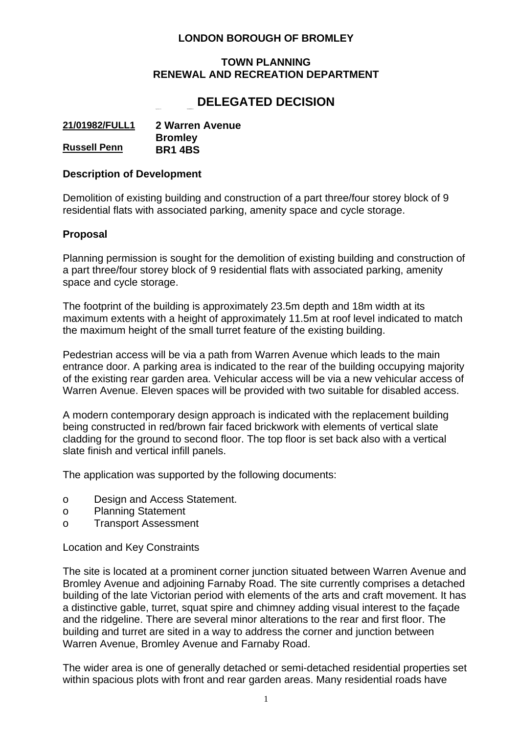**LONDON BOROUGH OF BROMLEY**

**TOWN PLANNING**
**RENEWAL AND RECREATION DEPARTMENT**

# DELEGATED DECISION

| **21/01982/FULL1** | **2 Warren Avenue** |
|---|---|
| | **Bromley** |
| **Russell Penn** | **BR1 4BS** |

## Description of Development

Demolition of existing building and construction of a part three/four storey block of 9 residential flats with associated parking, amenity space and cycle storage.

## Proposal

Planning permission is sought for the demolition of existing building and construction of a part three/four storey block of 9 residential flats with associated parking, amenity space and cycle storage.

The footprint of the building is approximately 23.5m depth and 18m width at its maximum extents with a height of approximately 11.5m at roof level indicated to match the maximum height of the small turret feature of the existing building.

Pedestrian access will be via a path from Warren Avenue which leads to the main entrance door. A parking area is indicated to the rear of the building occupying majority of the existing rear garden area. Vehicular access will be via a new vehicular access of Warren Avenue. Eleven spaces will be provided with two suitable for disabled access.

A modern contemporary design approach is indicated with the replacement building being constructed in red/brown fair faced brickwork with elements of vertical slate cladding for the ground to second floor. The top floor is set back also with a vertical slate finish and vertical infill panels.

The application was supported by the following documents:

- Design and Access Statement.
- Planning Statement
- Transport Assessment

Location and Key Constraints

The site is located at a prominent corner junction situated between Warren Avenue and Bromley Avenue and adjoining Farnaby Road. The site currently comprises a detached building of the late Victorian period with elements of the arts and craft movement. It has a distinctive gable, turret, squat spire and chimney adding visual interest to the façade and the ridgeline. There are several minor alterations to the rear and first floor. The building and turret are sited in a way to address the corner and junction between Warren Avenue, Bromley Avenue and Farnaby Road.

The wider area is one of generally detached or semi-detached residential properties set within spacious plots with front and rear garden areas. Many residential roads have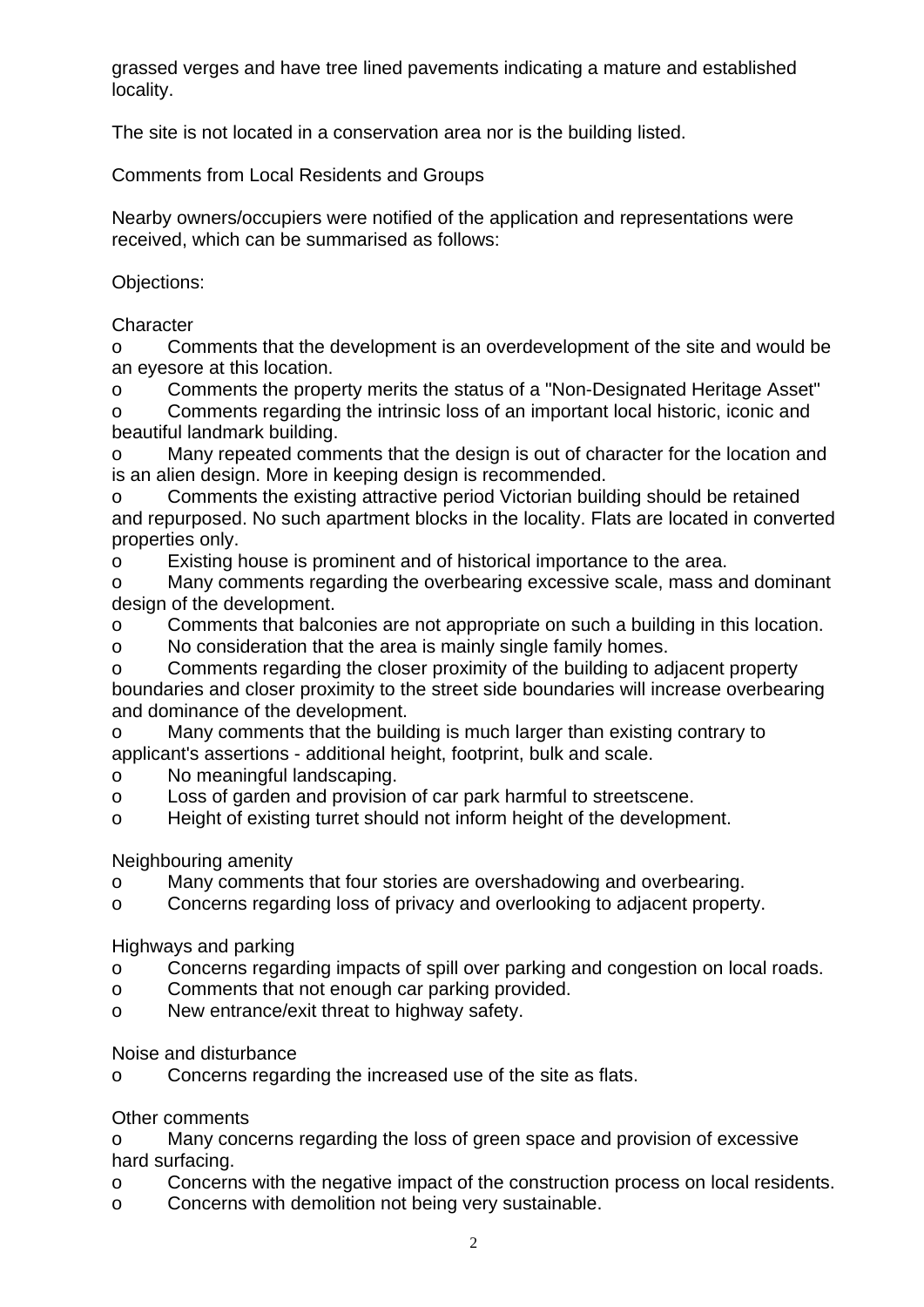grassed verges and have tree lined pavements indicating a mature and established locality.

The site is not located in a conservation area nor is the building listed.

Comments from Local Residents and Groups

Nearby owners/occupiers were notified of the application and representations were received, which can be summarised as follows:

Objections:

Character

- Comments that the development is an overdevelopment of the site and would be an eyesore at this location.
- Comments the property merits the status of a "Non-Designated Heritage Asset"
- Comments regarding the intrinsic loss of an important local historic, iconic and beautiful landmark building.
- Many repeated comments that the design is out of character for the location and is an alien design. More in keeping design is recommended.
- Comments the existing attractive period Victorian building should be retained and repurposed. No such apartment blocks in the locality. Flats are located in converted properties only.
- Existing house is prominent and of historical importance to the area.
- Many comments regarding the overbearing excessive scale, mass and dominant design of the development.
- Comments that balconies are not appropriate on such a building in this location.
- No consideration that the area is mainly single family homes.
- Comments regarding the closer proximity of the building to adjacent property boundaries and closer proximity to the street side boundaries will increase overbearing and dominance of the development.
- Many comments that the building is much larger than existing contrary to applicant's assertions - additional height, footprint, bulk and scale.
- No meaningful landscaping.
- Loss of garden and provision of car park harmful to streetscene.
- Height of existing turret should not inform height of the development.

Neighbouring amenity

- Many comments that four stories are overshadowing and overbearing.
- Concerns regarding loss of privacy and overlooking to adjacent property.

Highways and parking

- Concerns regarding impacts of spill over parking and congestion on local roads.
- Comments that not enough car parking provided.
- New entrance/exit threat to highway safety.

Noise and disturbance

- Concerns regarding the increased use of the site as flats.

Other comments

- Many concerns regarding the loss of green space and provision of excessive hard surfacing.
- Concerns with the negative impact of the construction process on local residents.
- Concerns with demolition not being very sustainable.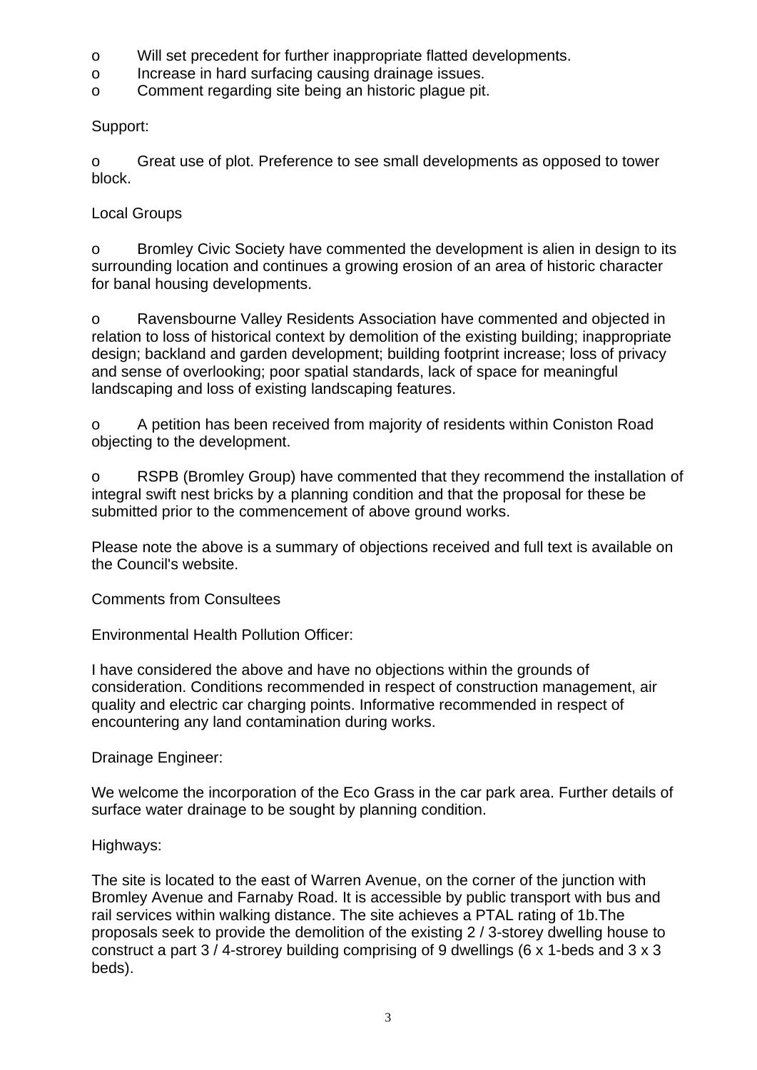- Will set precedent for further inappropriate flatted developments.
- Increase in hard surfacing causing drainage issues.
- Comment regarding site being an historic plague pit.

Support:

- Great use of plot. Preference to see small developments as opposed to tower block.

Local Groups

- Bromley Civic Society have commented the development is alien in design to its surrounding location and continues a growing erosion of an area of historic character for banal housing developments.

- Ravensbourne Valley Residents Association have commented and objected in relation to loss of historical context by demolition of the existing building; inappropriate design; backland and garden development; building footprint increase; loss of privacy and sense of overlooking; poor spatial standards, lack of space for meaningful landscaping and loss of existing landscaping features.

- A petition has been received from majority of residents within Coniston Road objecting to the development.

- RSPB (Bromley Group) have commented that they recommend the installation of integral swift nest bricks by a planning condition and that the proposal for these be submitted prior to the commencement of above ground works.

Please note the above is a summary of objections received and full text is available on the Council's website.

Comments from Consultees

Environmental Health Pollution Officer:

I have considered the above and have no objections within the grounds of consideration. Conditions recommended in respect of construction management, air quality and electric car charging points. Informative recommended in respect of encountering any land contamination during works.

Drainage Engineer:

We welcome the incorporation of the Eco Grass in the car park area. Further details of surface water drainage to be sought by planning condition.

Highways:

The site is located to the east of Warren Avenue, on the corner of the junction with Bromley Avenue and Farnaby Road. It is accessible by public transport with bus and rail services within walking distance. The site achieves a PTAL rating of 1b.The proposals seek to provide the demolition of the existing 2 / 3-storey dwelling house to construct a part 3 / 4-strorey building comprising of 9 dwellings (6 x 1-beds and 3 x 3 beds).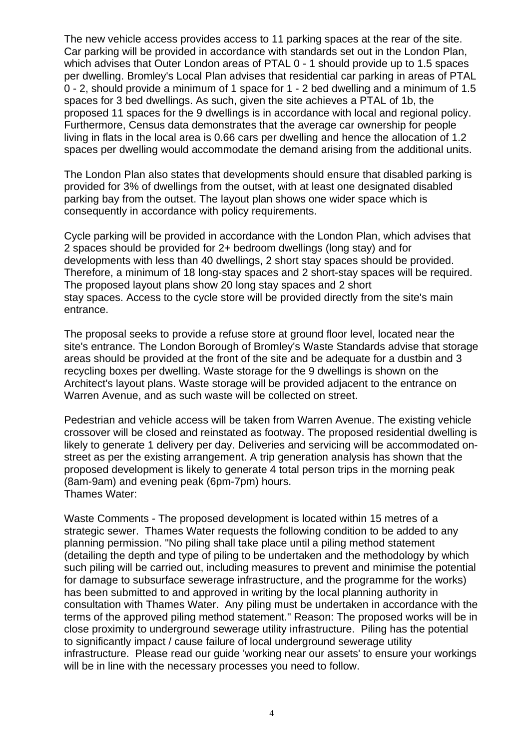The new vehicle access provides access to 11 parking spaces at the rear of the site. Car parking will be provided in accordance with standards set out in the London Plan, which advises that Outer London areas of PTAL 0 - 1 should provide up to 1.5 spaces per dwelling. Bromley's Local Plan advises that residential car parking in areas of PTAL 0 - 2, should provide a minimum of 1 space for 1 - 2 bed dwelling and a minimum of 1.5 spaces for 3 bed dwellings. As such, given the site achieves a PTAL of 1b, the proposed 11 spaces for the 9 dwellings is in accordance with local and regional policy. Furthermore, Census data demonstrates that the average car ownership for people living in flats in the local area is 0.66 cars per dwelling and hence the allocation of 1.2 spaces per dwelling would accommodate the demand arising from the additional units.

The London Plan also states that developments should ensure that disabled parking is provided for 3% of dwellings from the outset, with at least one designated disabled parking bay from the outset. The layout plan shows one wider space which is consequently in accordance with policy requirements.

Cycle parking will be provided in accordance with the London Plan, which advises that 2 spaces should be provided for 2+ bedroom dwellings (long stay) and for developments with less than 40 dwellings, 2 short stay spaces should be provided. Therefore, a minimum of 18 long-stay spaces and 2 short-stay spaces will be required. The proposed layout plans show 20 long stay spaces and 2 short stay spaces. Access to the cycle store will be provided directly from the site's main entrance.

The proposal seeks to provide a refuse store at ground floor level, located near the site's entrance. The London Borough of Bromley's Waste Standards advise that storage areas should be provided at the front of the site and be adequate for a dustbin and 3 recycling boxes per dwelling. Waste storage for the 9 dwellings is shown on the Architect's layout plans. Waste storage will be provided adjacent to the entrance on Warren Avenue, and as such waste will be collected on street.

Pedestrian and vehicle access will be taken from Warren Avenue. The existing vehicle crossover will be closed and reinstated as footway. The proposed residential dwelling is likely to generate 1 delivery per day. Deliveries and servicing will be accommodated on-street as per the existing arrangement. A trip generation analysis has shown that the proposed development is likely to generate 4 total person trips in the morning peak (8am-9am) and evening peak (6pm-7pm) hours.

Thames Water:

Waste Comments - The proposed development is located within 15 metres of a strategic sewer. Thames Water requests the following condition to be added to any planning permission. "No piling shall take place until a piling method statement (detailing the depth and type of piling to be undertaken and the methodology by which such piling will be carried out, including measures to prevent and minimise the potential for damage to subsurface sewerage infrastructure, and the programme for the works) has been submitted to and approved in writing by the local planning authority in consultation with Thames Water. Any piling must be undertaken in accordance with the terms of the approved piling method statement." Reason: The proposed works will be in close proximity to underground sewerage utility infrastructure. Piling has the potential to significantly impact / cause failure of local underground sewerage utility infrastructure. Please read our guide 'working near our assets' to ensure your workings will be in line with the necessary processes you need to follow.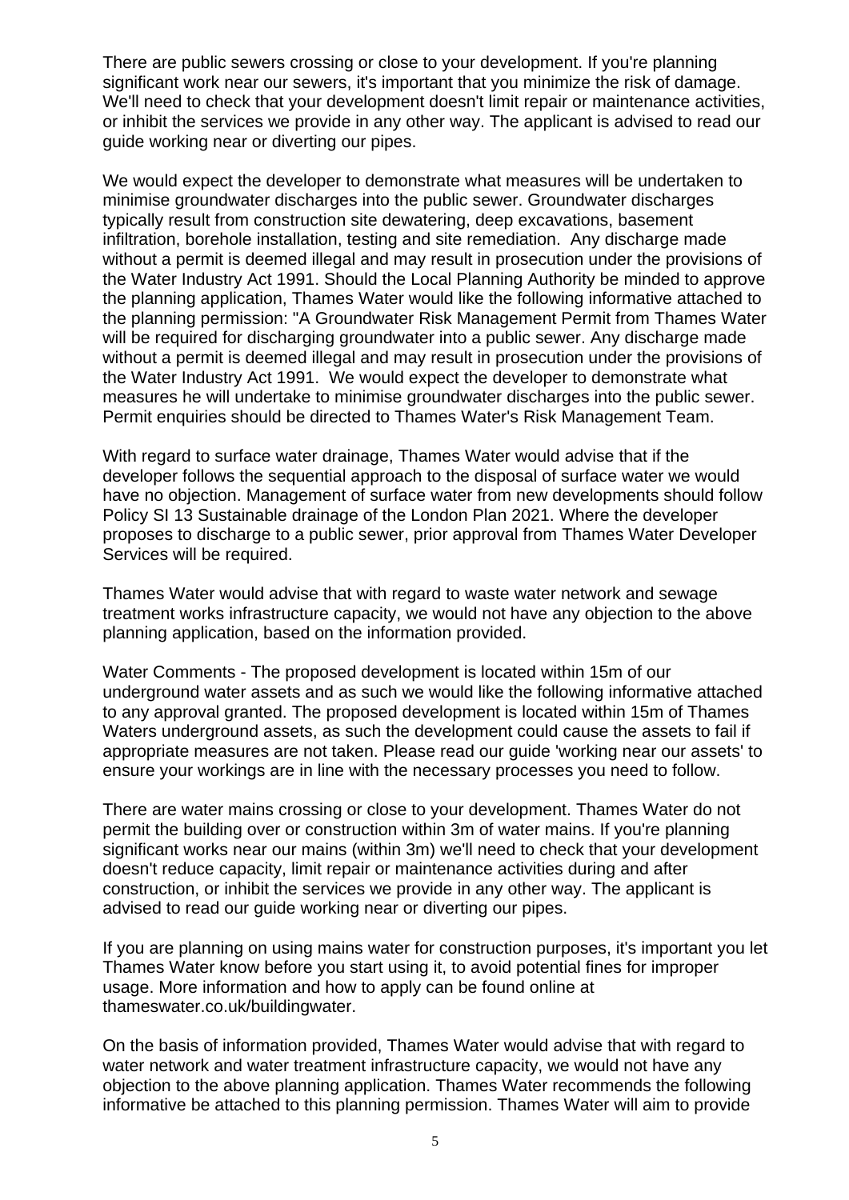There are public sewers crossing or close to your development. If you're planning significant work near our sewers, it's important that you minimize the risk of damage. We'll need to check that your development doesn't limit repair or maintenance activities, or inhibit the services we provide in any other way. The applicant is advised to read our guide working near or diverting our pipes.

We would expect the developer to demonstrate what measures will be undertaken to minimise groundwater discharges into the public sewer. Groundwater discharges typically result from construction site dewatering, deep excavations, basement infiltration, borehole installation, testing and site remediation. Any discharge made without a permit is deemed illegal and may result in prosecution under the provisions of the Water Industry Act 1991. Should the Local Planning Authority be minded to approve the planning application, Thames Water would like the following informative attached to the planning permission: "A Groundwater Risk Management Permit from Thames Water will be required for discharging groundwater into a public sewer. Any discharge made without a permit is deemed illegal and may result in prosecution under the provisions of the Water Industry Act 1991. We would expect the developer to demonstrate what measures he will undertake to minimise groundwater discharges into the public sewer. Permit enquiries should be directed to Thames Water's Risk Management Team.

With regard to surface water drainage, Thames Water would advise that if the developer follows the sequential approach to the disposal of surface water we would have no objection. Management of surface water from new developments should follow Policy SI 13 Sustainable drainage of the London Plan 2021. Where the developer proposes to discharge to a public sewer, prior approval from Thames Water Developer Services will be required.

Thames Water would advise that with regard to waste water network and sewage treatment works infrastructure capacity, we would not have any objection to the above planning application, based on the information provided.

Water Comments - The proposed development is located within 15m of our underground water assets and as such we would like the following informative attached to any approval granted. The proposed development is located within 15m of Thames Waters underground assets, as such the development could cause the assets to fail if appropriate measures are not taken. Please read our guide 'working near our assets' to ensure your workings are in line with the necessary processes you need to follow.

There are water mains crossing or close to your development. Thames Water do not permit the building over or construction within 3m of water mains. If you're planning significant works near our mains (within 3m) we'll need to check that your development doesn't reduce capacity, limit repair or maintenance activities during and after construction, or inhibit the services we provide in any other way. The applicant is advised to read our guide working near or diverting our pipes.

If you are planning on using mains water for construction purposes, it's important you let Thames Water know before you start using it, to avoid potential fines for improper usage. More information and how to apply can be found online at thameswater.co.uk/buildingwater.

On the basis of information provided, Thames Water would advise that with regard to water network and water treatment infrastructure capacity, we would not have any objection to the above planning application. Thames Water recommends the following informative be attached to this planning permission. Thames Water will aim to provide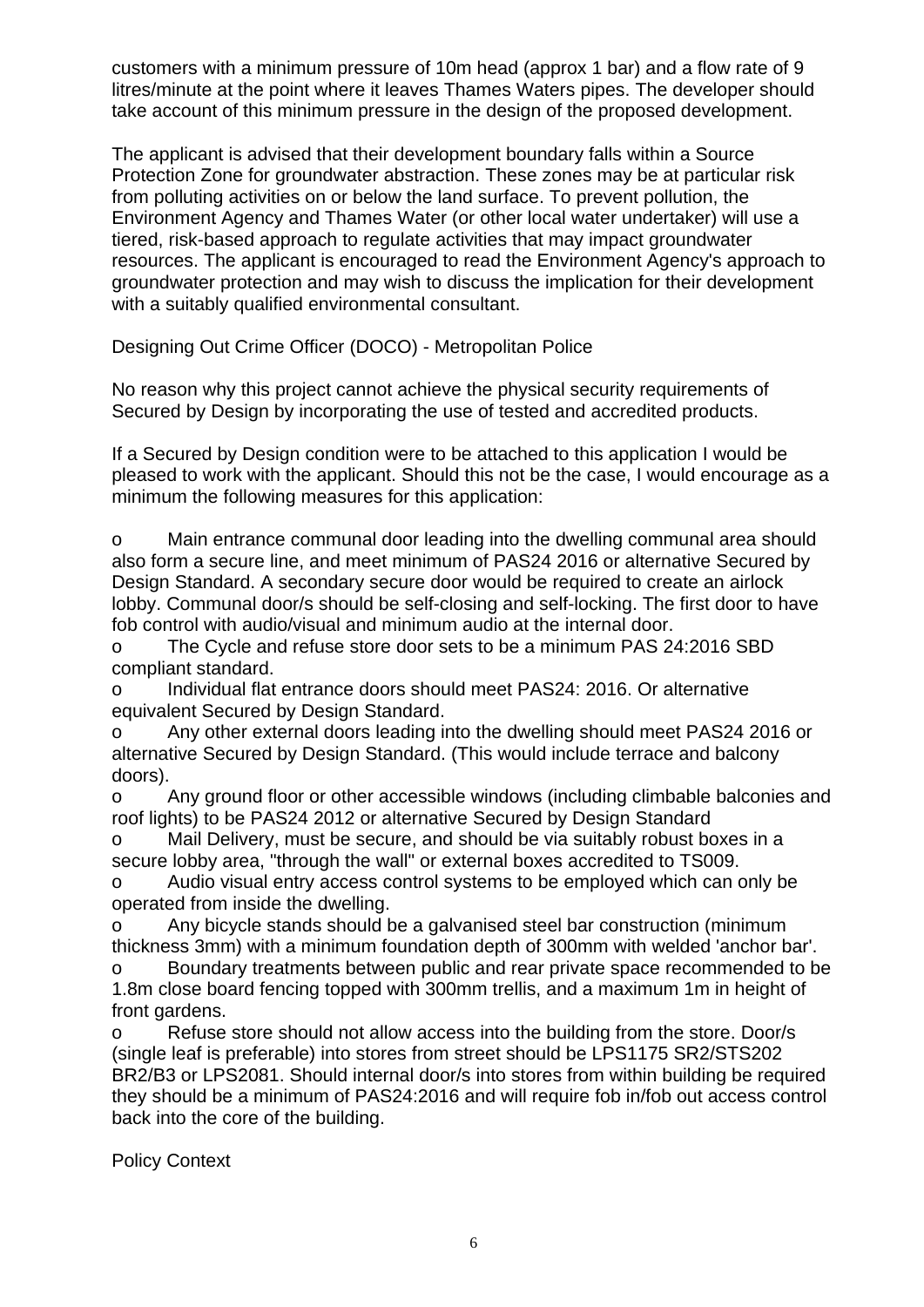customers with a minimum pressure of 10m head (approx 1 bar) and a flow rate of 9 litres/minute at the point where it leaves Thames Waters pipes. The developer should take account of this minimum pressure in the design of the proposed development.

The applicant is advised that their development boundary falls within a Source Protection Zone for groundwater abstraction. These zones may be at particular risk from polluting activities on or below the land surface. To prevent pollution, the Environment Agency and Thames Water (or other local water undertaker) will use a tiered, risk-based approach to regulate activities that may impact groundwater resources. The applicant is encouraged to read the Environment Agency's approach to groundwater protection and may wish to discuss the implication for their development with a suitably qualified environmental consultant.

Designing Out Crime Officer (DOCO) - Metropolitan Police

No reason why this project cannot achieve the physical security requirements of Secured by Design by incorporating the use of tested and accredited products.

If a Secured by Design condition were to be attached to this application I would be pleased to work with the applicant. Should this not be the case, I would encourage as a minimum the following measures for this application:

- Main entrance communal door leading into the dwelling communal area should also form a secure line, and meet minimum of PAS24 2016 or alternative Secured by Design Standard. A secondary secure door would be required to create an airlock lobby. Communal door/s should be self-closing and self-locking. The first door to have fob control with audio/visual and minimum audio at the internal door.
- The Cycle and refuse store door sets to be a minimum PAS 24:2016 SBD compliant standard.
- Individual flat entrance doors should meet PAS24: 2016. Or alternative equivalent Secured by Design Standard.
- Any other external doors leading into the dwelling should meet PAS24 2016 or alternative Secured by Design Standard. (This would include terrace and balcony doors).
- Any ground floor or other accessible windows (including climbable balconies and roof lights) to be PAS24 2012 or alternative Secured by Design Standard
- Mail Delivery, must be secure, and should be via suitably robust boxes in a secure lobby area, "through the wall" or external boxes accredited to TS009.
- Audio visual entry access control systems to be employed which can only be operated from inside the dwelling.
- Any bicycle stands should be a galvanised steel bar construction (minimum thickness 3mm) with a minimum foundation depth of 300mm with welded 'anchor bar'.
- Boundary treatments between public and rear private space recommended to be 1.8m close board fencing topped with 300mm trellis, and a maximum 1m in height of front gardens.
- Refuse store should not allow access into the building from the store. Door/s (single leaf is preferable) into stores from street should be LPS1175 SR2/STS202 BR2/B3 or LPS2081. Should internal door/s into stores from within building be required they should be a minimum of PAS24:2016 and will require fob in/fob out access control back into the core of the building.

Policy Context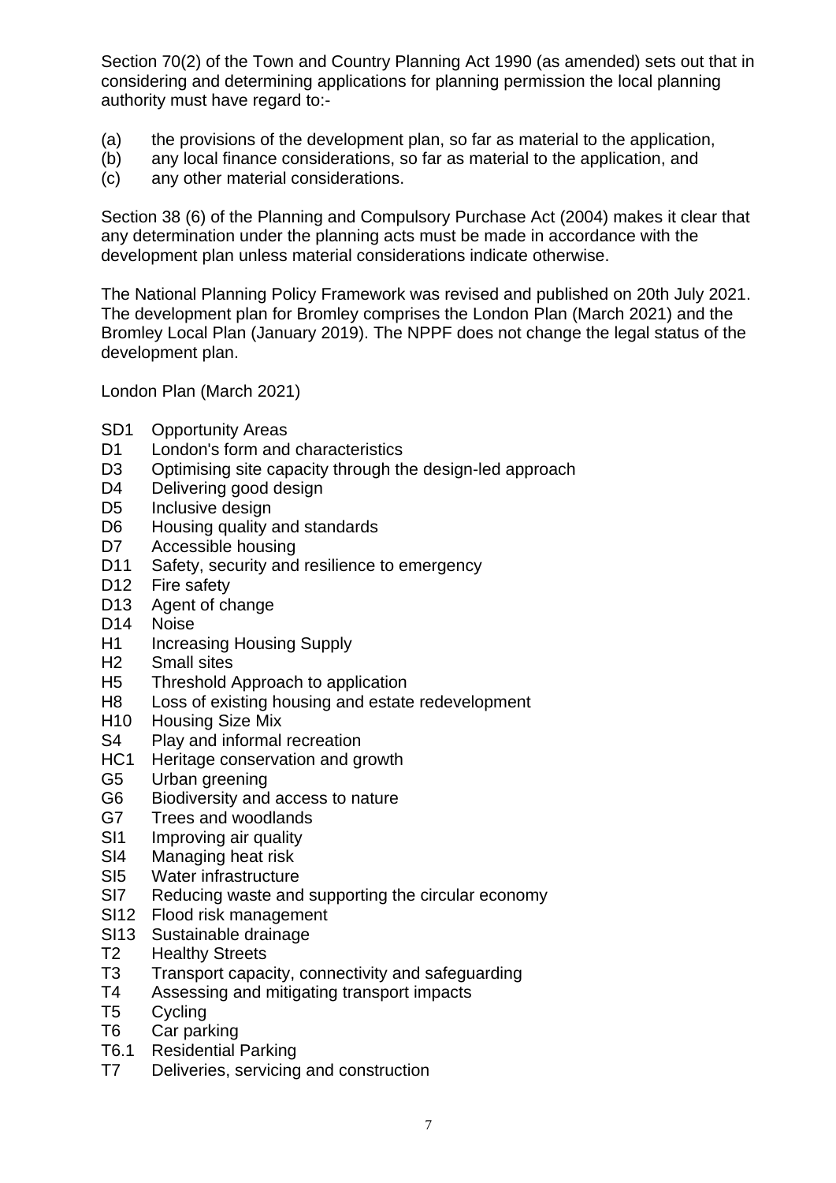Section 70(2) of the Town and Country Planning Act 1990 (as amended) sets out that in considering and determining applications for planning permission the local planning authority must have regard to:-

(a) the provisions of the development plan, so far as material to the application,
(b) any local finance considerations, so far as material to the application, and
(c) any other material considerations.

Section 38 (6) of the Planning and Compulsory Purchase Act (2004) makes it clear that any determination under the planning acts must be made in accordance with the development plan unless material considerations indicate otherwise.

The National Planning Policy Framework was revised and published on 20th July 2021. The development plan for Bromley comprises the London Plan (March 2021) and the Bromley Local Plan (January 2019). The NPPF does not change the legal status of the development plan.

London Plan (March 2021)

- SD1 Opportunity Areas
- D1 London's form and characteristics
- D3 Optimising site capacity through the design-led approach
- D4 Delivering good design
- D5 Inclusive design
- D6 Housing quality and standards
- D7 Accessible housing
- D11 Safety, security and resilience to emergency
- D12 Fire safety
- D13 Agent of change
- D14 Noise
- H1 Increasing Housing Supply
- H2 Small sites
- H5 Threshold Approach to application
- H8 Loss of existing housing and estate redevelopment
- H10 Housing Size Mix
- S4 Play and informal recreation
- HC1 Heritage conservation and growth
- G5 Urban greening
- G6 Biodiversity and access to nature
- G7 Trees and woodlands
- SI1 Improving air quality
- SI4 Managing heat risk
- SI5 Water infrastructure
- SI7 Reducing waste and supporting the circular economy
- SI12 Flood risk management
- SI13 Sustainable drainage
- T2 Healthy Streets
- T3 Transport capacity, connectivity and safeguarding
- T4 Assessing and mitigating transport impacts
- T5 Cycling
- T6 Car parking
- T6.1 Residential Parking
- T7 Deliveries, servicing and construction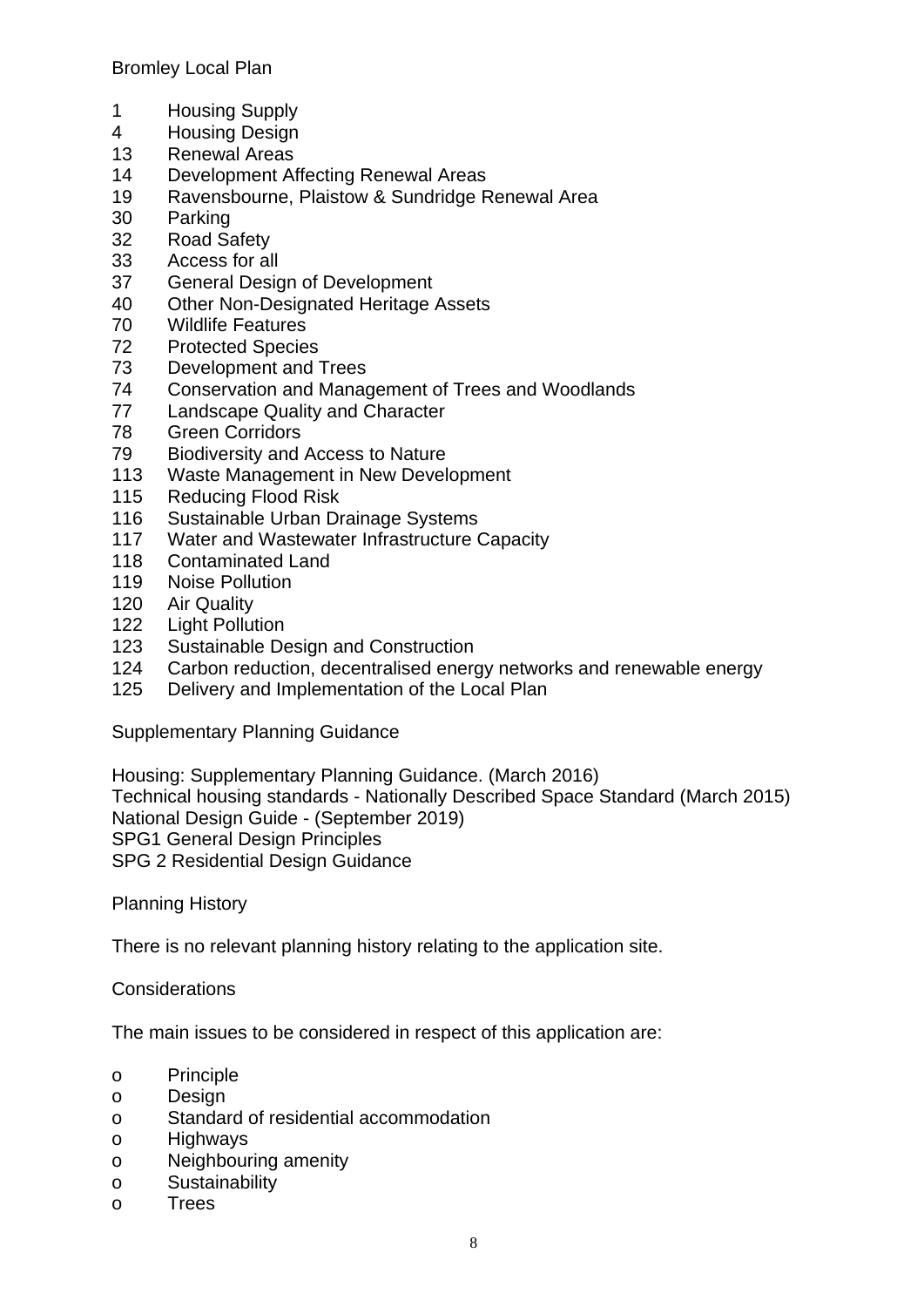Bromley Local Plan

1 Housing Supply
4 Housing Design
13 Renewal Areas
14 Development Affecting Renewal Areas
19 Ravensbourne, Plaistow & Sundridge Renewal Area
30 Parking
32 Road Safety
33 Access for all
37 General Design of Development
40 Other Non-Designated Heritage Assets
70 Wildlife Features
72 Protected Species
73 Development and Trees
74 Conservation and Management of Trees and Woodlands
77 Landscape Quality and Character
78 Green Corridors
79 Biodiversity and Access to Nature
113 Waste Management in New Development
115 Reducing Flood Risk
116 Sustainable Urban Drainage Systems
117 Water and Wastewater Infrastructure Capacity
118 Contaminated Land
119 Noise Pollution
120 Air Quality
122 Light Pollution
123 Sustainable Design and Construction
124 Carbon reduction, decentralised energy networks and renewable energy
125 Delivery and Implementation of the Local Plan

Supplementary Planning Guidance

Housing: Supplementary Planning Guidance. (March 2016)
Technical housing standards - Nationally Described Space Standard (March 2015)
National Design Guide - (September 2019)
SPG1 General Design Principles
SPG 2 Residential Design Guidance

Planning History

There is no relevant planning history relating to the application site.

Considerations

The main issues to be considered in respect of this application are:

- Principle
- Design
- Standard of residential accommodation
- Highways
- Neighbouring amenity
- Sustainability
- Trees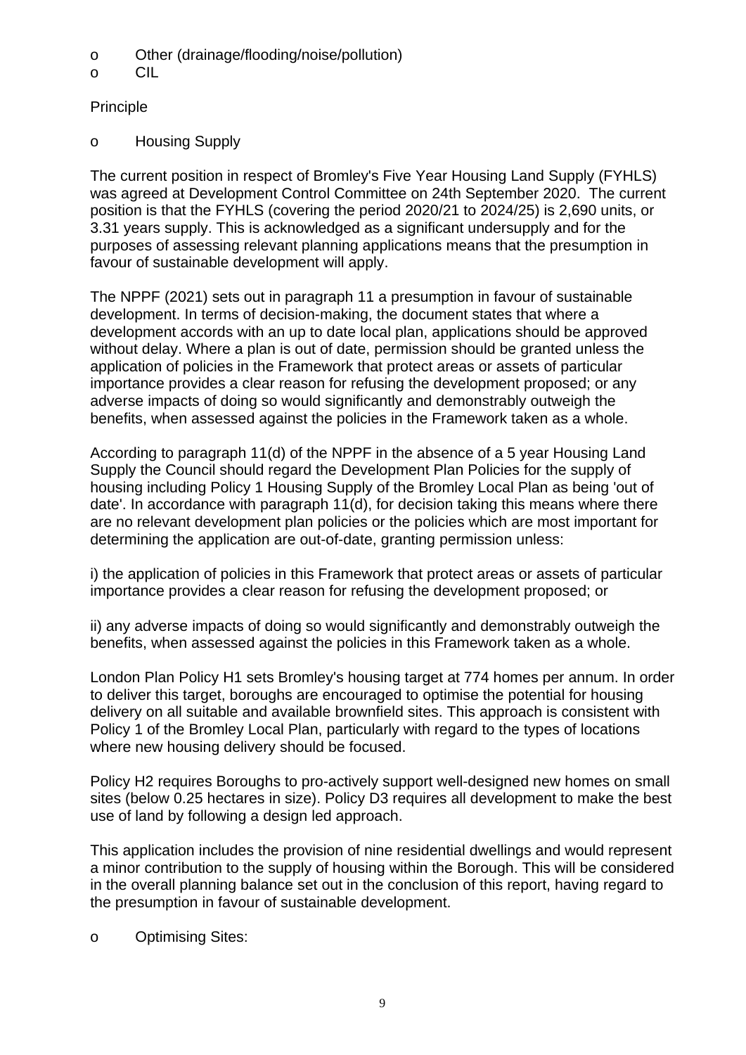- o Other (drainage/flooding/noise/pollution)
- o CIL

Principle

- o Housing Supply

The current position in respect of Bromley's Five Year Housing Land Supply (FYHLS) was agreed at Development Control Committee on 24th September 2020. The current position is that the FYHLS (covering the period 2020/21 to 2024/25) is 2,690 units, or 3.31 years supply. This is acknowledged as a significant undersupply and for the purposes of assessing relevant planning applications means that the presumption in favour of sustainable development will apply.

The NPPF (2021) sets out in paragraph 11 a presumption in favour of sustainable development. In terms of decision-making, the document states that where a development accords with an up to date local plan, applications should be approved without delay. Where a plan is out of date, permission should be granted unless the application of policies in the Framework that protect areas or assets of particular importance provides a clear reason for refusing the development proposed; or any adverse impacts of doing so would significantly and demonstrably outweigh the benefits, when assessed against the policies in the Framework taken as a whole.

According to paragraph 11(d) of the NPPF in the absence of a 5 year Housing Land Supply the Council should regard the Development Plan Policies for the supply of housing including Policy 1 Housing Supply of the Bromley Local Plan as being 'out of date'. In accordance with paragraph 11(d), for decision taking this means where there are no relevant development plan policies or the policies which are most important for determining the application are out-of-date, granting permission unless:

i) the application of policies in this Framework that protect areas or assets of particular importance provides a clear reason for refusing the development proposed; or

ii) any adverse impacts of doing so would significantly and demonstrably outweigh the benefits, when assessed against the policies in this Framework taken as a whole.

London Plan Policy H1 sets Bromley's housing target at 774 homes per annum. In order to deliver this target, boroughs are encouraged to optimise the potential for housing delivery on all suitable and available brownfield sites. This approach is consistent with Policy 1 of the Bromley Local Plan, particularly with regard to the types of locations where new housing delivery should be focused.

Policy H2 requires Boroughs to pro-actively support well-designed new homes on small sites (below 0.25 hectares in size). Policy D3 requires all development to make the best use of land by following a design led approach.

This application includes the provision of nine residential dwellings and would represent a minor contribution to the supply of housing within the Borough. This will be considered in the overall planning balance set out in the conclusion of this report, having regard to the presumption in favour of sustainable development.

- o Optimising Sites: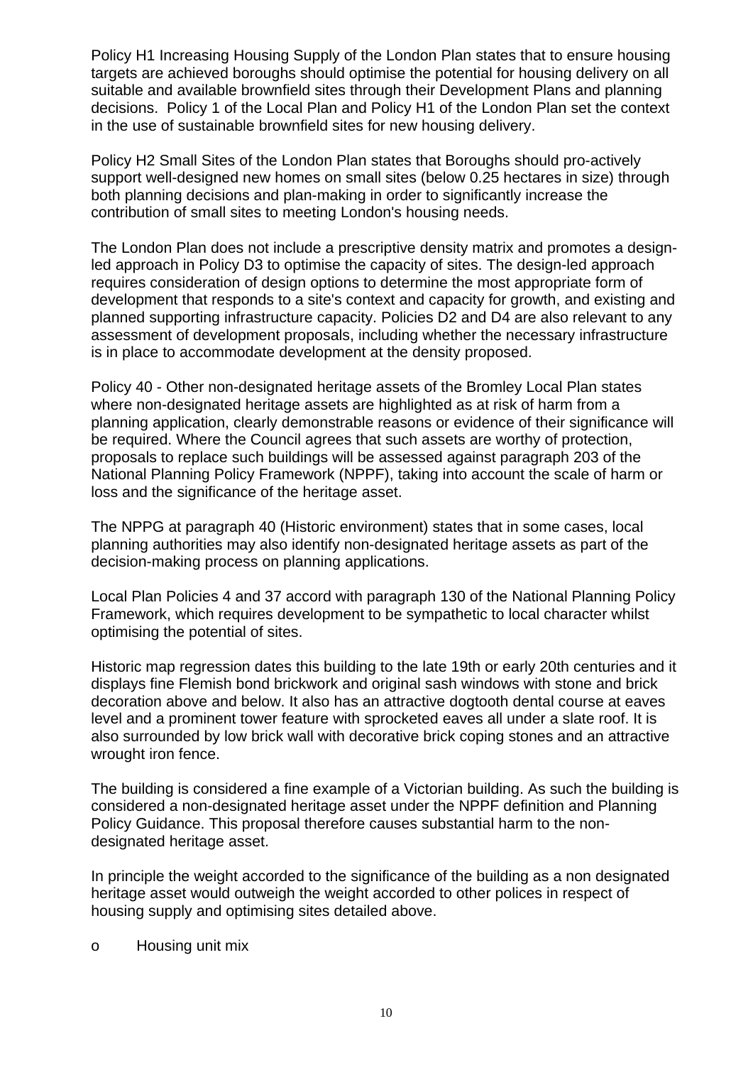Policy H1 Increasing Housing Supply of the London Plan states that to ensure housing targets are achieved boroughs should optimise the potential for housing delivery on all suitable and available brownfield sites through their Development Plans and planning decisions. Policy 1 of the Local Plan and Policy H1 of the London Plan set the context in the use of sustainable brownfield sites for new housing delivery.

Policy H2 Small Sites of the London Plan states that Boroughs should pro-actively support well-designed new homes on small sites (below 0.25 hectares in size) through both planning decisions and plan-making in order to significantly increase the contribution of small sites to meeting London's housing needs.

The London Plan does not include a prescriptive density matrix and promotes a design-led approach in Policy D3 to optimise the capacity of sites. The design-led approach requires consideration of design options to determine the most appropriate form of development that responds to a site's context and capacity for growth, and existing and planned supporting infrastructure capacity. Policies D2 and D4 are also relevant to any assessment of development proposals, including whether the necessary infrastructure is in place to accommodate development at the density proposed.

Policy 40 - Other non-designated heritage assets of the Bromley Local Plan states where non-designated heritage assets are highlighted as at risk of harm from a planning application, clearly demonstrable reasons or evidence of their significance will be required. Where the Council agrees that such assets are worthy of protection, proposals to replace such buildings will be assessed against paragraph 203 of the National Planning Policy Framework (NPPF), taking into account the scale of harm or loss and the significance of the heritage asset.

The NPPG at paragraph 40 (Historic environment) states that in some cases, local planning authorities may also identify non-designated heritage assets as part of the decision-making process on planning applications.

Local Plan Policies 4 and 37 accord with paragraph 130 of the National Planning Policy Framework, which requires development to be sympathetic to local character whilst optimising the potential of sites.

Historic map regression dates this building to the late 19th or early 20th centuries and it displays fine Flemish bond brickwork and original sash windows with stone and brick decoration above and below. It also has an attractive dogtooth dental course at eaves level and a prominent tower feature with sprocketed eaves all under a slate roof. It is also surrounded by low brick wall with decorative brick coping stones and an attractive wrought iron fence.

The building is considered a fine example of a Victorian building. As such the building is considered a non-designated heritage asset under the NPPF definition and Planning Policy Guidance. This proposal therefore causes substantial harm to the non-designated heritage asset.

In principle the weight accorded to the significance of the building as a non designated heritage asset would outweigh the weight accorded to other polices in respect of housing supply and optimising sites detailed above.

o Housing unit mix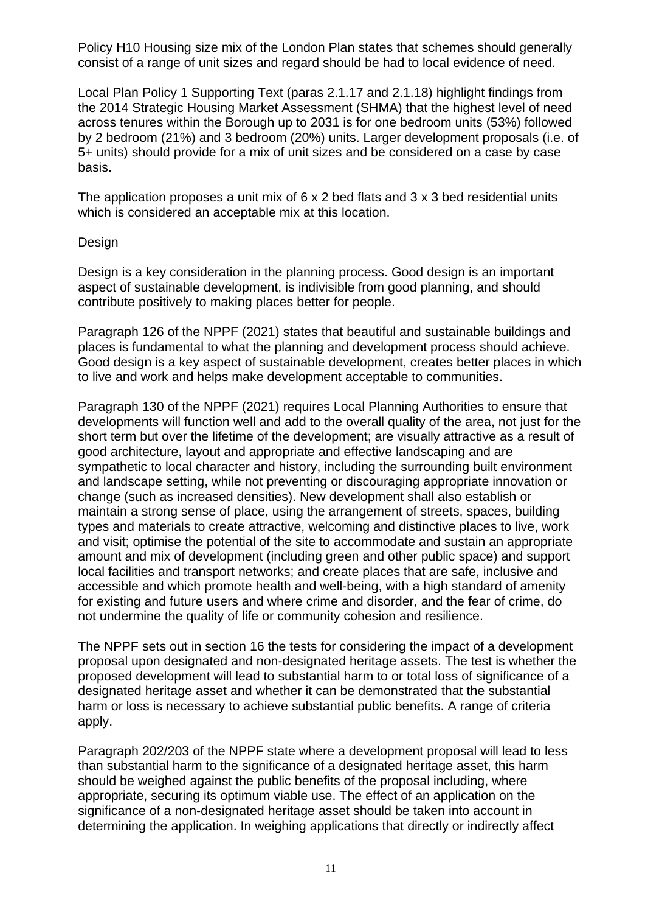Policy H10 Housing size mix of the London Plan states that schemes should generally consist of a range of unit sizes and regard should be had to local evidence of need.

Local Plan Policy 1 Supporting Text (paras 2.1.17 and 2.1.18) highlight findings from the 2014 Strategic Housing Market Assessment (SHMA) that the highest level of need across tenures within the Borough up to 2031 is for one bedroom units (53%) followed by 2 bedroom (21%) and 3 bedroom (20%) units. Larger development proposals (i.e. of 5+ units) should provide for a mix of unit sizes and be considered on a case by case basis.

The application proposes a unit mix of 6 x 2 bed flats and 3 x 3 bed residential units which is considered an acceptable mix at this location.

Design

Design is a key consideration in the planning process. Good design is an important aspect of sustainable development, is indivisible from good planning, and should contribute positively to making places better for people.

Paragraph 126 of the NPPF (2021) states that beautiful and sustainable buildings and places is fundamental to what the planning and development process should achieve. Good design is a key aspect of sustainable development, creates better places in which to live and work and helps make development acceptable to communities.

Paragraph 130 of the NPPF (2021) requires Local Planning Authorities to ensure that developments will function well and add to the overall quality of the area, not just for the short term but over the lifetime of the development; are visually attractive as a result of good architecture, layout and appropriate and effective landscaping and are sympathetic to local character and history, including the surrounding built environment and landscape setting, while not preventing or discouraging appropriate innovation or change (such as increased densities). New development shall also establish or maintain a strong sense of place, using the arrangement of streets, spaces, building types and materials to create attractive, welcoming and distinctive places to live, work and visit; optimise the potential of the site to accommodate and sustain an appropriate amount and mix of development (including green and other public space) and support local facilities and transport networks; and create places that are safe, inclusive and accessible and which promote health and well-being, with a high standard of amenity for existing and future users and where crime and disorder, and the fear of crime, do not undermine the quality of life or community cohesion and resilience.

The NPPF sets out in section 16 the tests for considering the impact of a development proposal upon designated and non-designated heritage assets. The test is whether the proposed development will lead to substantial harm to or total loss of significance of a designated heritage asset and whether it can be demonstrated that the substantial harm or loss is necessary to achieve substantial public benefits. A range of criteria apply.

Paragraph 202/203 of the NPPF state where a development proposal will lead to less than substantial harm to the significance of a designated heritage asset, this harm should be weighed against the public benefits of the proposal including, where appropriate, securing its optimum viable use. The effect of an application on the significance of a non-designated heritage asset should be taken into account in determining the application. In weighing applications that directly or indirectly affect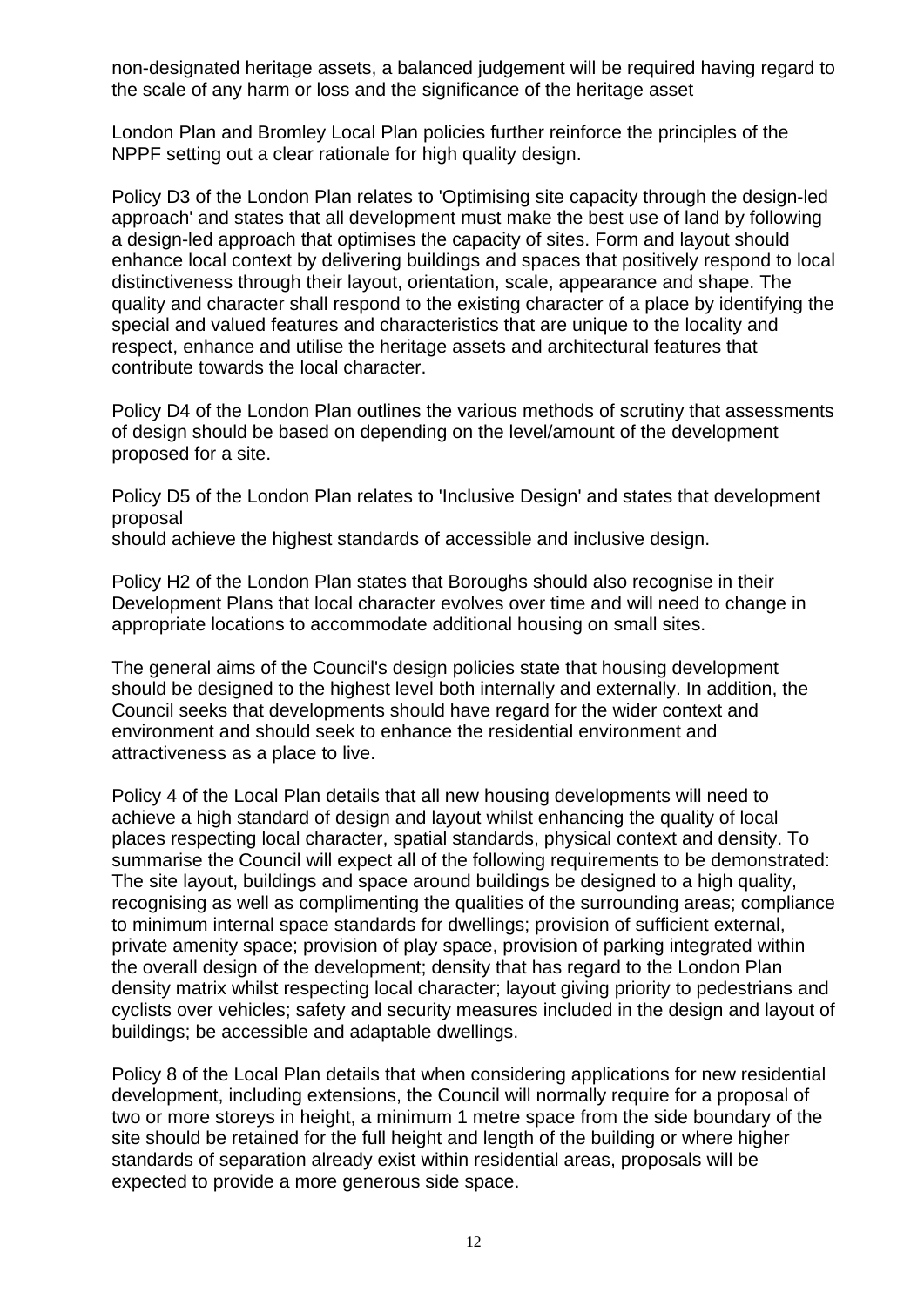non-designated heritage assets, a balanced judgement will be required having regard to the scale of any harm or loss and the significance of the heritage asset

London Plan and Bromley Local Plan policies further reinforce the principles of the NPPF setting out a clear rationale for high quality design.

Policy D3 of the London Plan relates to 'Optimising site capacity through the design-led approach' and states that all development must make the best use of land by following a design-led approach that optimises the capacity of sites. Form and layout should enhance local context by delivering buildings and spaces that positively respond to local distinctiveness through their layout, orientation, scale, appearance and shape. The quality and character shall respond to the existing character of a place by identifying the special and valued features and characteristics that are unique to the locality and respect, enhance and utilise the heritage assets and architectural features that contribute towards the local character.

Policy D4 of the London Plan outlines the various methods of scrutiny that assessments of design should be based on depending on the level/amount of the development proposed for a site.

Policy D5 of the London Plan relates to 'Inclusive Design' and states that development proposal
should achieve the highest standards of accessible and inclusive design.

Policy H2 of the London Plan states that Boroughs should also recognise in their Development Plans that local character evolves over time and will need to change in appropriate locations to accommodate additional housing on small sites.

The general aims of the Council's design policies state that housing development should be designed to the highest level both internally and externally. In addition, the Council seeks that developments should have regard for the wider context and environment and should seek to enhance the residential environment and attractiveness as a place to live.

Policy 4 of the Local Plan details that all new housing developments will need to achieve a high standard of design and layout whilst enhancing the quality of local places respecting local character, spatial standards, physical context and density. To summarise the Council will expect all of the following requirements to be demonstrated: The site layout, buildings and space around buildings be designed to a high quality, recognising as well as complimenting the qualities of the surrounding areas; compliance to minimum internal space standards for dwellings; provision of sufficient external, private amenity space; provision of play space, provision of parking integrated within the overall design of the development; density that has regard to the London Plan density matrix whilst respecting local character; layout giving priority to pedestrians and cyclists over vehicles; safety and security measures included in the design and layout of buildings; be accessible and adaptable dwellings.

Policy 8 of the Local Plan details that when considering applications for new residential development, including extensions, the Council will normally require for a proposal of two or more storeys in height, a minimum 1 metre space from the side boundary of the site should be retained for the full height and length of the building or where higher standards of separation already exist within residential areas, proposals will be expected to provide a more generous side space.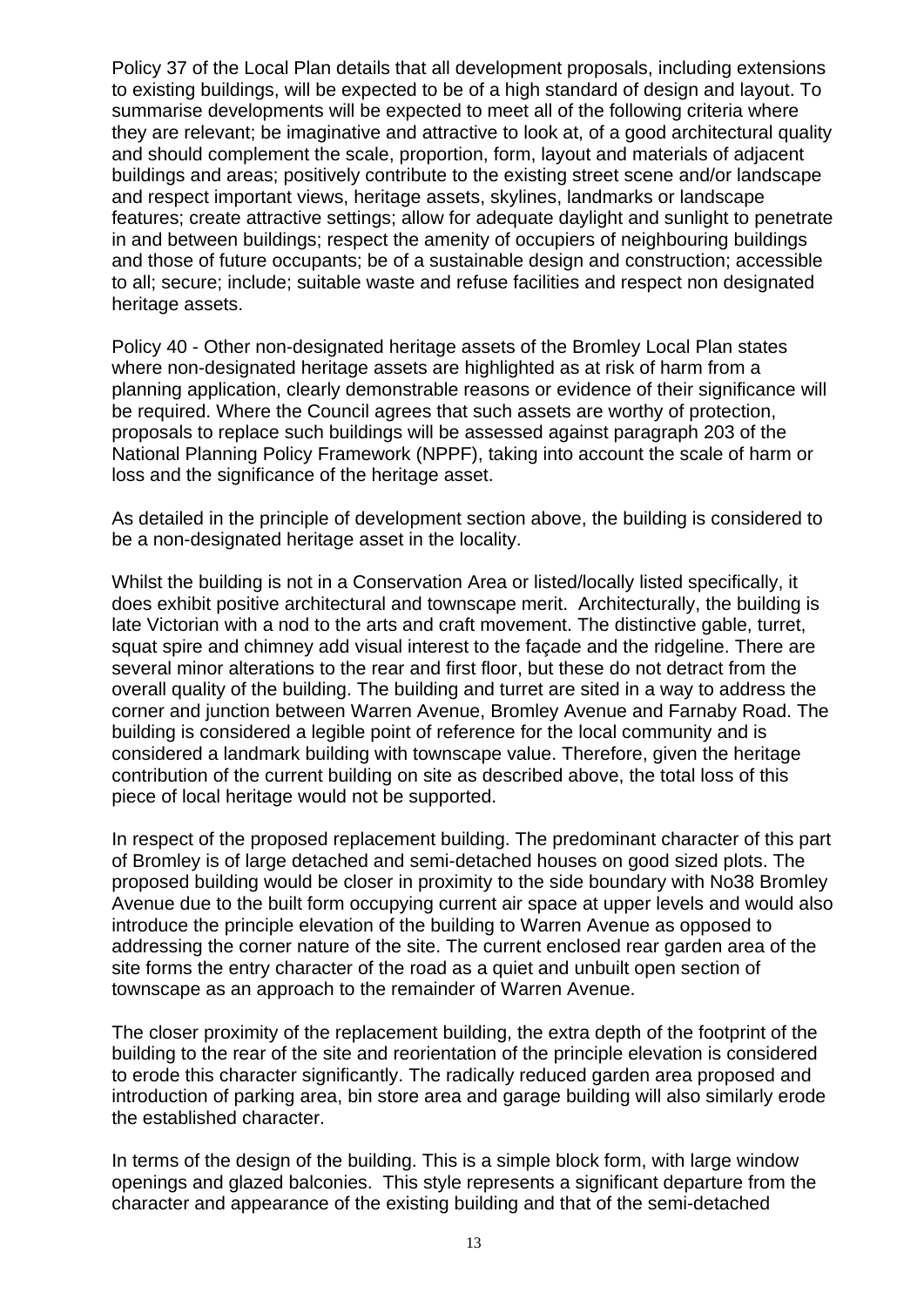Policy 37 of the Local Plan details that all development proposals, including extensions to existing buildings, will be expected to be of a high standard of design and layout. To summarise developments will be expected to meet all of the following criteria where they are relevant; be imaginative and attractive to look at, of a good architectural quality and should complement the scale, proportion, form, layout and materials of adjacent buildings and areas; positively contribute to the existing street scene and/or landscape and respect important views, heritage assets, skylines, landmarks or landscape features; create attractive settings; allow for adequate daylight and sunlight to penetrate in and between buildings; respect the amenity of occupiers of neighbouring buildings and those of future occupants; be of a sustainable design and construction; accessible to all; secure; include; suitable waste and refuse facilities and respect non designated heritage assets.

Policy 40 - Other non-designated heritage assets of the Bromley Local Plan states where non-designated heritage assets are highlighted as at risk of harm from a planning application, clearly demonstrable reasons or evidence of their significance will be required. Where the Council agrees that such assets are worthy of protection, proposals to replace such buildings will be assessed against paragraph 203 of the National Planning Policy Framework (NPPF), taking into account the scale of harm or loss and the significance of the heritage asset.

As detailed in the principle of development section above, the building is considered to be a non-designated heritage asset in the locality.

Whilst the building is not in a Conservation Area or listed/locally listed specifically, it does exhibit positive architectural and townscape merit. Architecturally, the building is late Victorian with a nod to the arts and craft movement. The distinctive gable, turret, squat spire and chimney add visual interest to the façade and the ridgeline. There are several minor alterations to the rear and first floor, but these do not detract from the overall quality of the building. The building and turret are sited in a way to address the corner and junction between Warren Avenue, Bromley Avenue and Farnaby Road. The building is considered a legible point of reference for the local community and is considered a landmark building with townscape value. Therefore, given the heritage contribution of the current building on site as described above, the total loss of this piece of local heritage would not be supported.

In respect of the proposed replacement building. The predominant character of this part of Bromley is of large detached and semi-detached houses on good sized plots. The proposed building would be closer in proximity to the side boundary with No38 Bromley Avenue due to the built form occupying current air space at upper levels and would also introduce the principle elevation of the building to Warren Avenue as opposed to addressing the corner nature of the site. The current enclosed rear garden area of the site forms the entry character of the road as a quiet and unbuilt open section of townscape as an approach to the remainder of Warren Avenue.

The closer proximity of the replacement building, the extra depth of the footprint of the building to the rear of the site and reorientation of the principle elevation is considered to erode this character significantly. The radically reduced garden area proposed and introduction of parking area, bin store area and garage building will also similarly erode the established character.

In terms of the design of the building. This is a simple block form, with large window openings and glazed balconies. This style represents a significant departure from the character and appearance of the existing building and that of the semi-detached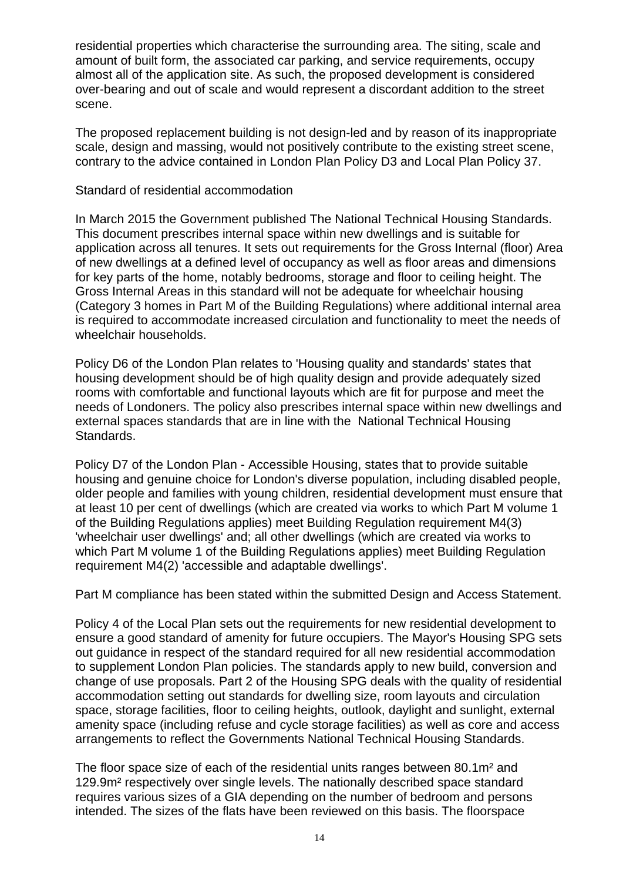residential properties which characterise the surrounding area. The siting, scale and amount of built form, the associated car parking, and service requirements, occupy almost all of the application site. As such, the proposed development is considered over-bearing and out of scale and would represent a discordant addition to the street scene.

The proposed replacement building is not design-led and by reason of its inappropriate scale, design and massing, would not positively contribute to the existing street scene, contrary to the advice contained in London Plan Policy D3 and Local Plan Policy 37.

Standard of residential accommodation

In March 2015 the Government published The National Technical Housing Standards. This document prescribes internal space within new dwellings and is suitable for application across all tenures. It sets out requirements for the Gross Internal (floor) Area of new dwellings at a defined level of occupancy as well as floor areas and dimensions for key parts of the home, notably bedrooms, storage and floor to ceiling height. The Gross Internal Areas in this standard will not be adequate for wheelchair housing (Category 3 homes in Part M of the Building Regulations) where additional internal area is required to accommodate increased circulation and functionality to meet the needs of wheelchair households.

Policy D6 of the London Plan relates to 'Housing quality and standards' states that housing development should be of high quality design and provide adequately sized rooms with comfortable and functional layouts which are fit for purpose and meet the needs of Londoners. The policy also prescribes internal space within new dwellings and external spaces standards that are in line with the National Technical Housing Standards.

Policy D7 of the London Plan - Accessible Housing, states that to provide suitable housing and genuine choice for London's diverse population, including disabled people, older people and families with young children, residential development must ensure that at least 10 per cent of dwellings (which are created via works to which Part M volume 1 of the Building Regulations applies) meet Building Regulation requirement M4(3) 'wheelchair user dwellings' and; all other dwellings (which are created via works to which Part M volume 1 of the Building Regulations applies) meet Building Regulation requirement M4(2) 'accessible and adaptable dwellings'.

Part M compliance has been stated within the submitted Design and Access Statement.

Policy 4 of the Local Plan sets out the requirements for new residential development to ensure a good standard of amenity for future occupiers. The Mayor's Housing SPG sets out guidance in respect of the standard required for all new residential accommodation to supplement London Plan policies. The standards apply to new build, conversion and change of use proposals. Part 2 of the Housing SPG deals with the quality of residential accommodation setting out standards for dwelling size, room layouts and circulation space, storage facilities, floor to ceiling heights, outlook, daylight and sunlight, external amenity space (including refuse and cycle storage facilities) as well as core and access arrangements to reflect the Governments National Technical Housing Standards.

The floor space size of each of the residential units ranges between 80.1m² and 129.9m² respectively over single levels. The nationally described space standard requires various sizes of a GIA depending on the number of bedroom and persons intended. The sizes of the flats have been reviewed on this basis. The floorspace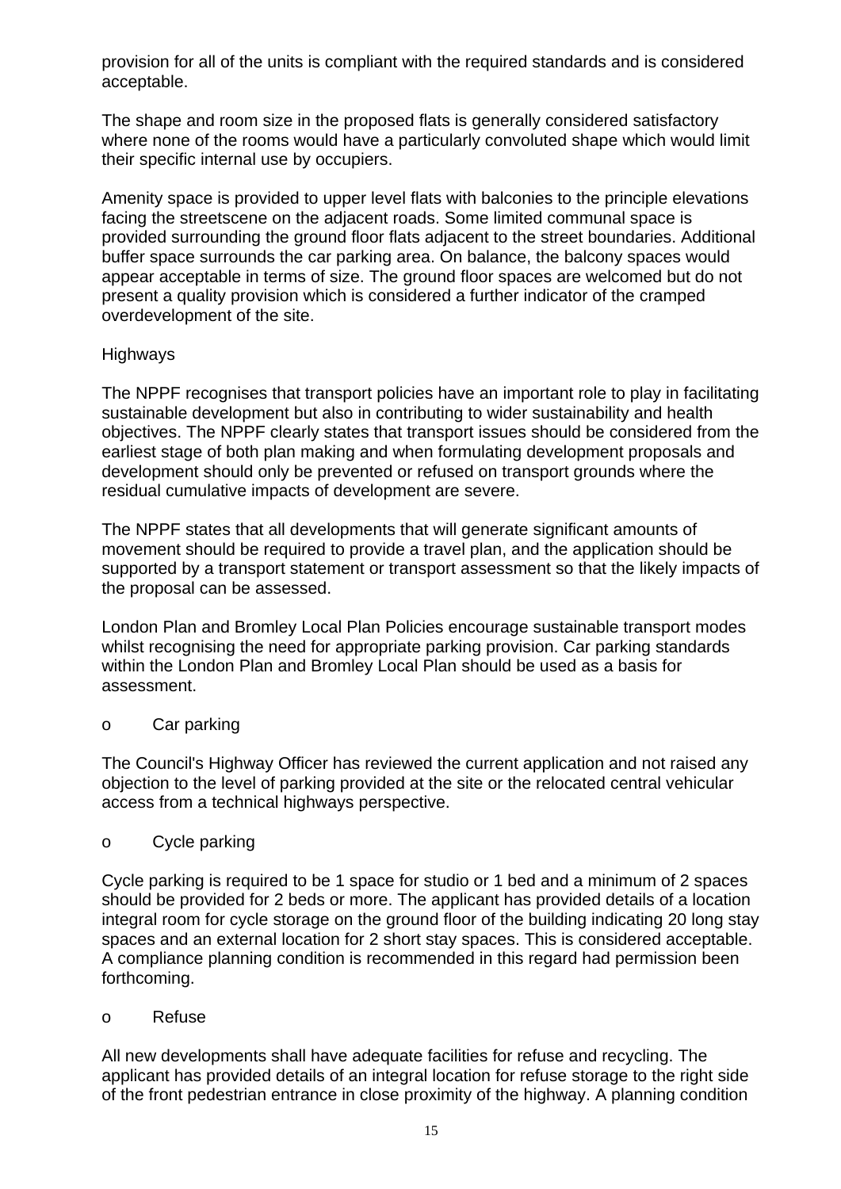provision for all of the units is compliant with the required standards and is considered acceptable.

The shape and room size in the proposed flats is generally considered satisfactory where none of the rooms would have a particularly convoluted shape which would limit their specific internal use by occupiers.

Amenity space is provided to upper level flats with balconies to the principle elevations facing the streetscene on the adjacent roads. Some limited communal space is provided surrounding the ground floor flats adjacent to the street boundaries. Additional buffer space surrounds the car parking area. On balance, the balcony spaces would appear acceptable in terms of size. The ground floor spaces are welcomed but do not present a quality provision which is considered a further indicator of the cramped overdevelopment of the site.

Highways

The NPPF recognises that transport policies have an important role to play in facilitating sustainable development but also in contributing to wider sustainability and health objectives. The NPPF clearly states that transport issues should be considered from the earliest stage of both plan making and when formulating development proposals and development should only be prevented or refused on transport grounds where the residual cumulative impacts of development are severe.

The NPPF states that all developments that will generate significant amounts of movement should be required to provide a travel plan, and the application should be supported by a transport statement or transport assessment so that the likely impacts of the proposal can be assessed.

London Plan and Bromley Local Plan Policies encourage sustainable transport modes whilst recognising the need for appropriate parking provision. Car parking standards within the London Plan and Bromley Local Plan should be used as a basis for assessment.

o Car parking

The Council's Highway Officer has reviewed the current application and not raised any objection to the level of parking provided at the site or the relocated central vehicular access from a technical highways perspective.

o Cycle parking

Cycle parking is required to be 1 space for studio or 1 bed and a minimum of 2 spaces should be provided for 2 beds or more. The applicant has provided details of a location integral room for cycle storage on the ground floor of the building indicating 20 long stay spaces and an external location for 2 short stay spaces. This is considered acceptable. A compliance planning condition is recommended in this regard had permission been forthcoming.

o Refuse

All new developments shall have adequate facilities for refuse and recycling. The applicant has provided details of an integral location for refuse storage to the right side of the front pedestrian entrance in close proximity of the highway. A planning condition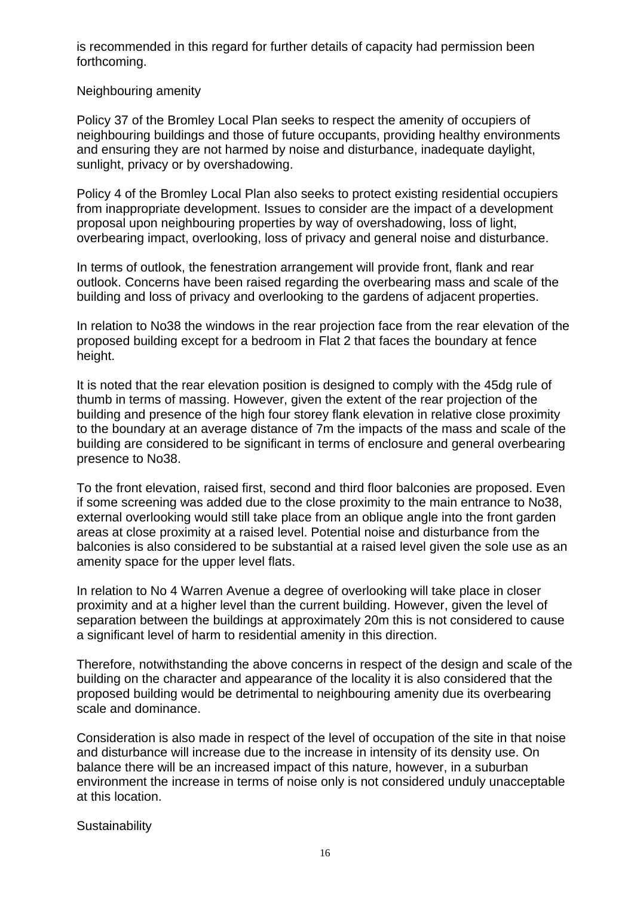is recommended in this regard for further details of capacity had permission been forthcoming.

## Neighbouring amenity

Policy 37 of the Bromley Local Plan seeks to respect the amenity of occupiers of neighbouring buildings and those of future occupants, providing healthy environments and ensuring they are not harmed by noise and disturbance, inadequate daylight, sunlight, privacy or by overshadowing.

Policy 4 of the Bromley Local Plan also seeks to protect existing residential occupiers from inappropriate development. Issues to consider are the impact of a development proposal upon neighbouring properties by way of overshadowing, loss of light, overbearing impact, overlooking, loss of privacy and general noise and disturbance.

In terms of outlook, the fenestration arrangement will provide front, flank and rear outlook. Concerns have been raised regarding the overbearing mass and scale of the building and loss of privacy and overlooking to the gardens of adjacent properties.

In relation to No38 the windows in the rear projection face from the rear elevation of the proposed building except for a bedroom in Flat 2 that faces the boundary at fence height.

It is noted that the rear elevation position is designed to comply with the 45dg rule of thumb in terms of massing. However, given the extent of the rear projection of the building and presence of the high four storey flank elevation in relative close proximity to the boundary at an average distance of 7m the impacts of the mass and scale of the building are considered to be significant in terms of enclosure and general overbearing presence to No38.

To the front elevation, raised first, second and third floor balconies are proposed. Even if some screening was added due to the close proximity to the main entrance to No38, external overlooking would still take place from an oblique angle into the front garden areas at close proximity at a raised level. Potential noise and disturbance from the balconies is also considered to be substantial at a raised level given the sole use as an amenity space for the upper level flats.

In relation to No 4 Warren Avenue a degree of overlooking will take place in closer proximity and at a higher level than the current building. However, given the level of separation between the buildings at approximately 20m this is not considered to cause a significant level of harm to residential amenity in this direction.

Therefore, notwithstanding the above concerns in respect of the design and scale of the building on the character and appearance of the locality it is also considered that the proposed building would be detrimental to neighbouring amenity due its overbearing scale and dominance.

Consideration is also made in respect of the level of occupation of the site in that noise and disturbance will increase due to the increase in intensity of its density use. On balance there will be an increased impact of this nature, however, in a suburban environment the increase in terms of noise only is not considered unduly unacceptable at this location.

## Sustainability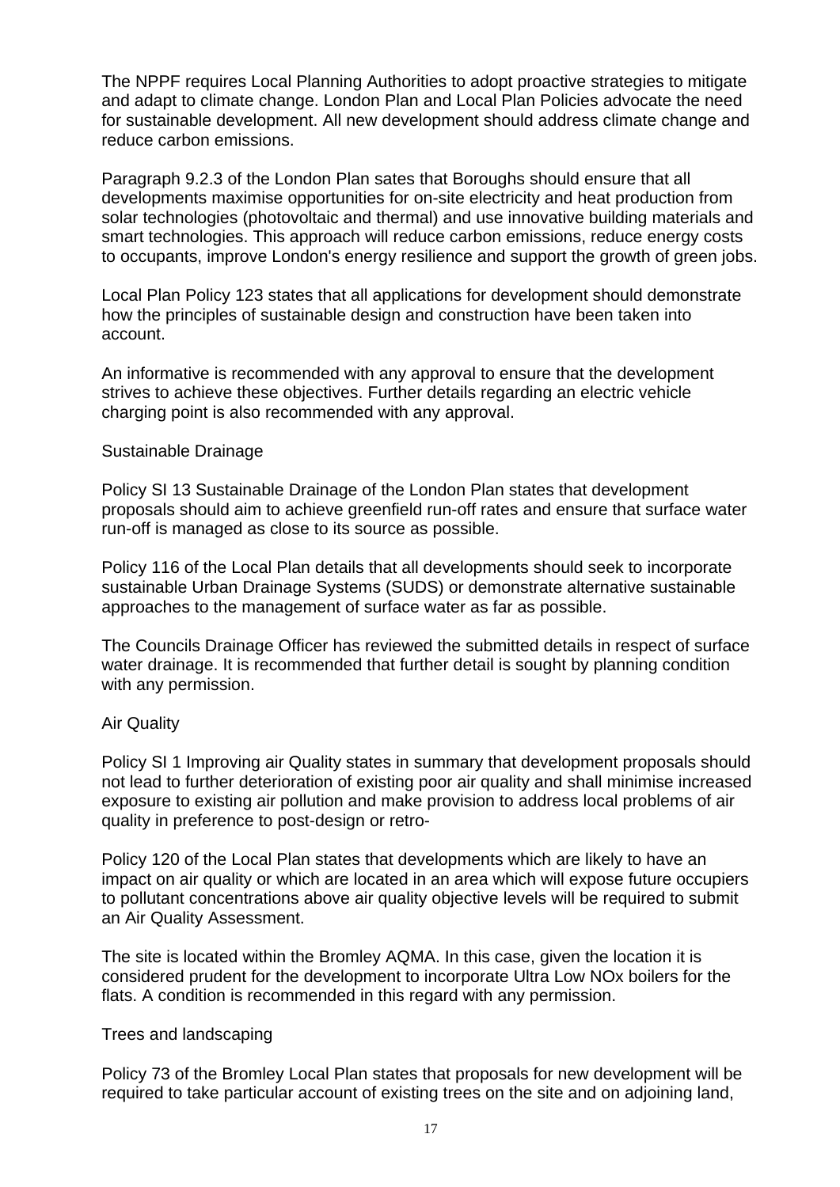The NPPF requires Local Planning Authorities to adopt proactive strategies to mitigate and adapt to climate change. London Plan and Local Plan Policies advocate the need for sustainable development. All new development should address climate change and reduce carbon emissions.

Paragraph 9.2.3 of the London Plan sates that Boroughs should ensure that all developments maximise opportunities for on-site electricity and heat production from solar technologies (photovoltaic and thermal) and use innovative building materials and smart technologies. This approach will reduce carbon emissions, reduce energy costs to occupants, improve London's energy resilience and support the growth of green jobs.

Local Plan Policy 123 states that all applications for development should demonstrate how the principles of sustainable design and construction have been taken into account.

An informative is recommended with any approval to ensure that the development strives to achieve these objectives. Further details regarding an electric vehicle charging point is also recommended with any approval.

Sustainable Drainage

Policy SI 13 Sustainable Drainage of the London Plan states that development proposals should aim to achieve greenfield run-off rates and ensure that surface water run-off is managed as close to its source as possible.

Policy 116 of the Local Plan details that all developments should seek to incorporate sustainable Urban Drainage Systems (SUDS) or demonstrate alternative sustainable approaches to the management of surface water as far as possible.

The Councils Drainage Officer has reviewed the submitted details in respect of surface water drainage. It is recommended that further detail is sought by planning condition with any permission.

Air Quality

Policy SI 1 Improving air Quality states in summary that development proposals should not lead to further deterioration of existing poor air quality and shall minimise increased exposure to existing air pollution and make provision to address local problems of air quality in preference to post-design or retro-

Policy 120 of the Local Plan states that developments which are likely to have an impact on air quality or which are located in an area which will expose future occupiers to pollutant concentrations above air quality objective levels will be required to submit an Air Quality Assessment.

The site is located within the Bromley AQMA. In this case, given the location it is considered prudent for the development to incorporate Ultra Low NOx boilers for the flats. A condition is recommended in this regard with any permission.

Trees and landscaping

Policy 73 of the Bromley Local Plan states that proposals for new development will be required to take particular account of existing trees on the site and on adjoining land,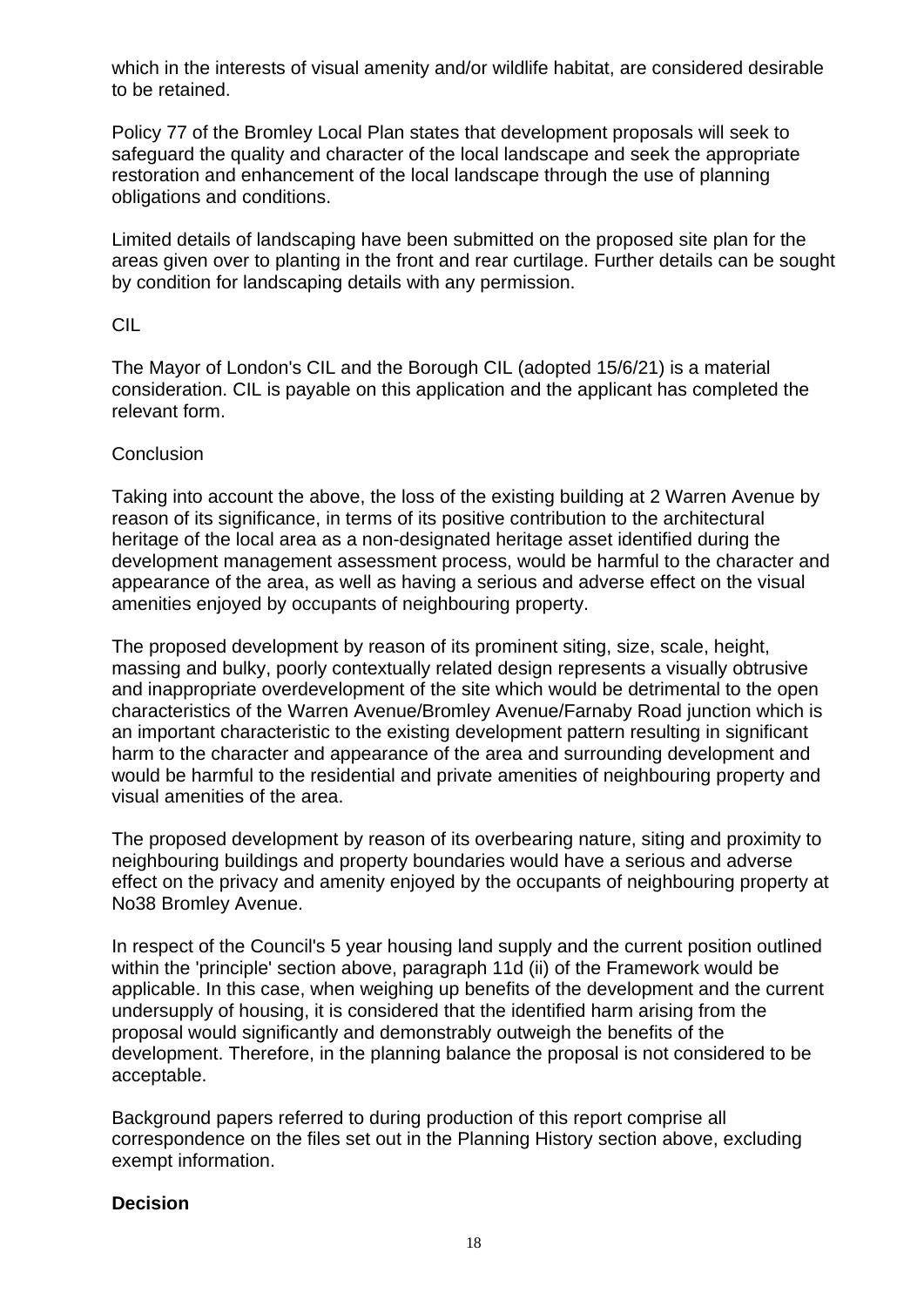which in the interests of visual amenity and/or wildlife habitat, are considered desirable to be retained.

Policy 77 of the Bromley Local Plan states that development proposals will seek to safeguard the quality and character of the local landscape and seek the appropriate restoration and enhancement of the local landscape through the use of planning obligations and conditions.

Limited details of landscaping have been submitted on the proposed site plan for the areas given over to planting in the front and rear curtilage. Further details can be sought by condition for landscaping details with any permission.

CIL

The Mayor of London's CIL and the Borough CIL (adopted 15/6/21) is a material consideration. CIL is payable on this application and the applicant has completed the relevant form.

Conclusion

Taking into account the above, the loss of the existing building at 2 Warren Avenue by reason of its significance, in terms of its positive contribution to the architectural heritage of the local area as a non-designated heritage asset identified during the development management assessment process, would be harmful to the character and appearance of the area, as well as having a serious and adverse effect on the visual amenities enjoyed by occupants of neighbouring property.

The proposed development by reason of its prominent siting, size, scale, height, massing and bulky, poorly contextually related design represents a visually obtrusive and inappropriate overdevelopment of the site which would be detrimental to the open characteristics of the Warren Avenue/Bromley Avenue/Farnaby Road junction which is an important characteristic to the existing development pattern resulting in significant harm to the character and appearance of the area and surrounding development and would be harmful to the residential and private amenities of neighbouring property and visual amenities of the area.

The proposed development by reason of its overbearing nature, siting and proximity to neighbouring buildings and property boundaries would have a serious and adverse effect on the privacy and amenity enjoyed by the occupants of neighbouring property at No38 Bromley Avenue.

In respect of the Council's 5 year housing land supply and the current position outlined within the 'principle' section above, paragraph 11d (ii) of the Framework would be applicable. In this case, when weighing up benefits of the development and the current undersupply of housing, it is considered that the identified harm arising from the proposal would significantly and demonstrably outweigh the benefits of the development. Therefore, in the planning balance the proposal is not considered to be acceptable.

Background papers referred to during production of this report comprise all correspondence on the files set out in the Planning History section above, excluding exempt information.

**Decision**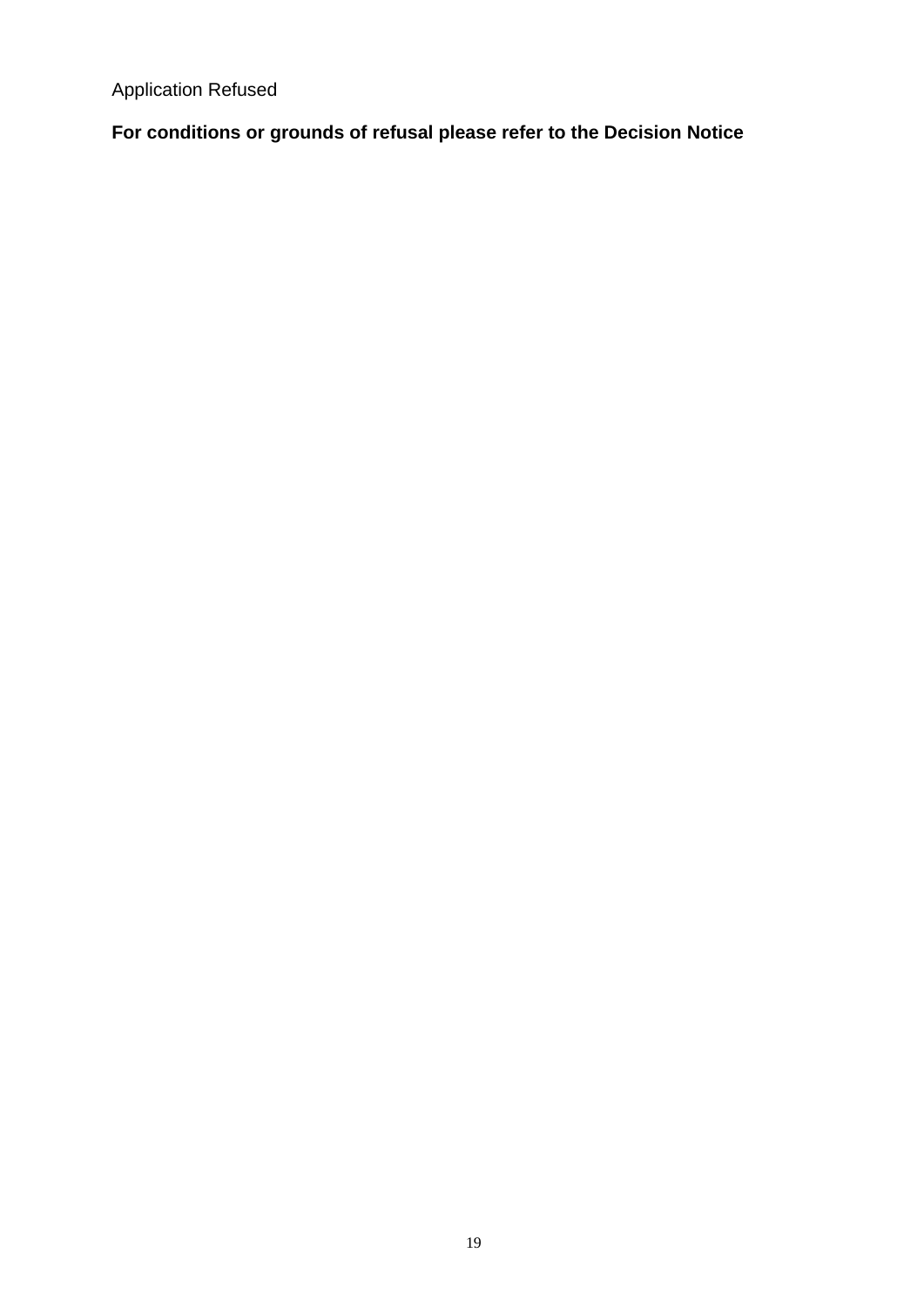Application Refused

**For conditions or grounds of refusal please refer to the Decision Notice**